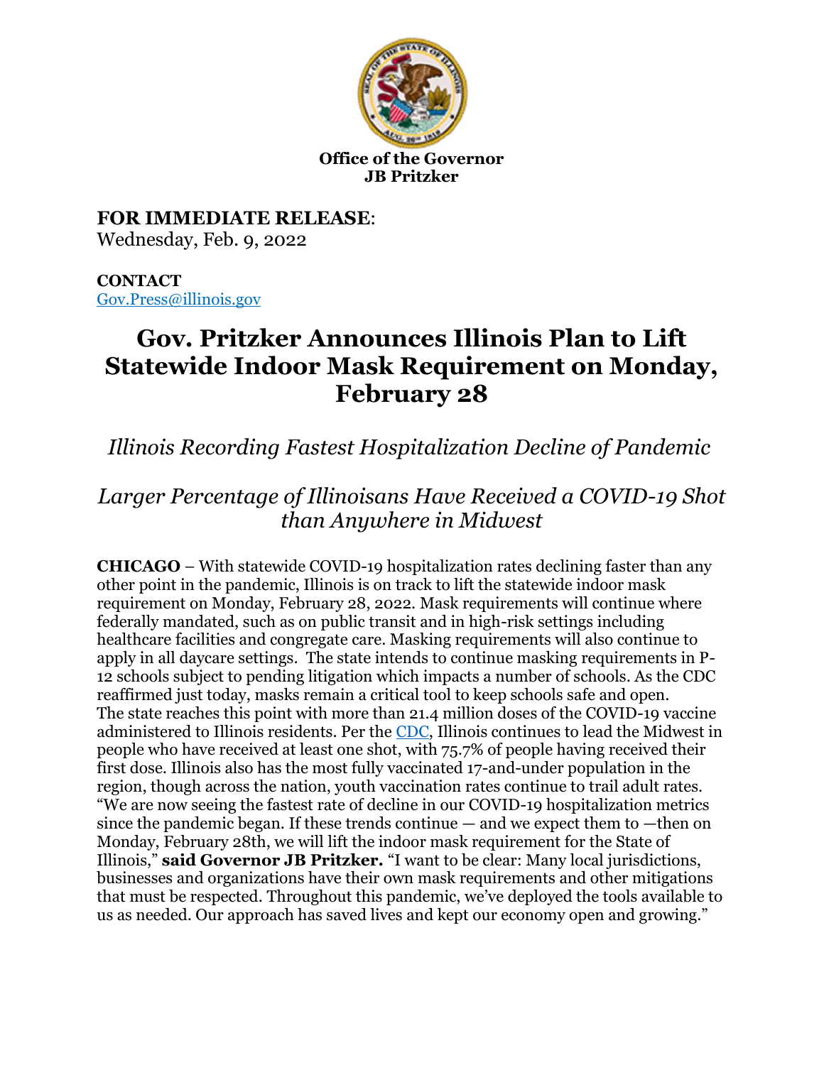**Office of the Governor**
**JB Pritzker**

**FOR IMMEDIATE RELEASE**:
Wednesday, Feb. 9, 2022

**CONTACT**
Gov.Press@illinois.gov

# Gov. Pritzker Announces Illinois Plan to Lift Statewide Indoor Mask Requirement on Monday, February 28

## *Illinois Recording Fastest Hospitalization Decline of Pandemic*

## *Larger Percentage of Illinoisans Have Received a COVID-19 Shot than Anywhere in Midwest*

**CHICAGO** – With statewide COVID-19 hospitalization rates declining faster than any other point in the pandemic, Illinois is on track to lift the statewide indoor mask requirement on Monday, February 28, 2022. Mask requirements will continue where federally mandated, such as on public transit and in high-risk settings including healthcare facilities and congregate care. Masking requirements will also continue to apply in all daycare settings. The state intends to continue masking requirements in P-12 schools subject to pending litigation which impacts a number of schools. As the CDC reaffirmed just today, masks remain a critical tool to keep schools safe and open.

The state reaches this point with more than 21.4 million doses of the COVID-19 vaccine administered to Illinois residents. Per the CDC, Illinois continues to lead the Midwest in people who have received at least one shot, with 75.7% of people having received their first dose. Illinois also has the most fully vaccinated 17-and-under population in the region, though across the nation, youth vaccination rates continue to trail adult rates.

"We are now seeing the fastest rate of decline in our COVID-19 hospitalization metrics since the pandemic began. If these trends continue — and we expect them to —then on Monday, February 28th, we will lift the indoor mask requirement for the State of Illinois," **said Governor JB Pritzker.** "I want to be clear: Many local jurisdictions, businesses and organizations have their own mask requirements and other mitigations that must be respected. Throughout this pandemic, we've deployed the tools available to us as needed. Our approach has saved lives and kept our economy open and growing."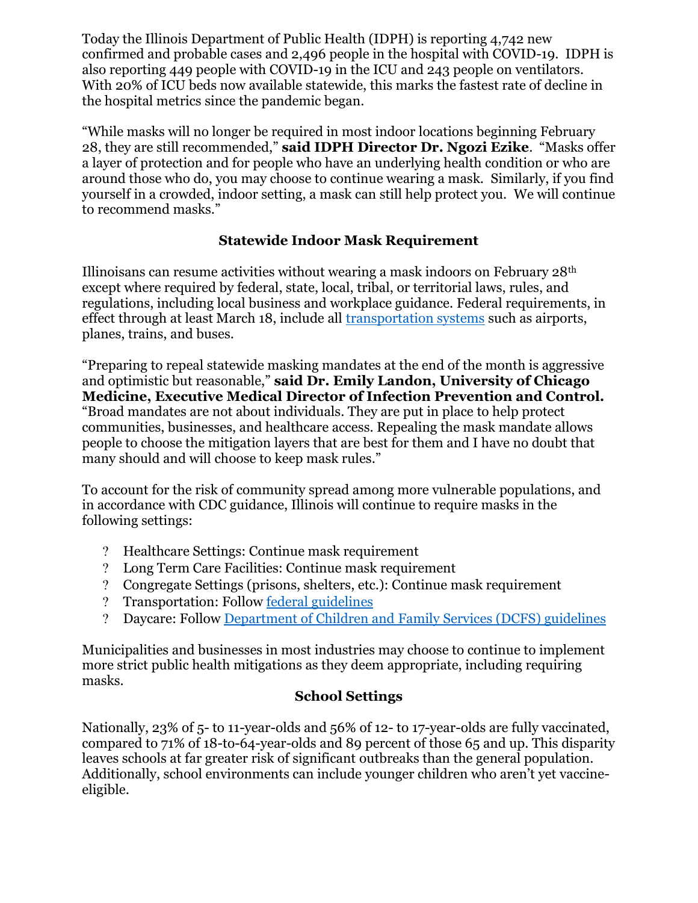Today the Illinois Department of Public Health (IDPH) is reporting 4,742 new confirmed and probable cases and 2,496 people in the hospital with COVID-19. IDPH is also reporting 449 people with COVID-19 in the ICU and 243 people on ventilators. With 20% of ICU beds now available statewide, this marks the fastest rate of decline in the hospital metrics since the pandemic began.

"While masks will no longer be required in most indoor locations beginning February 28, they are still recommended," **said IDPH Director Dr. Ngozi Ezike**. "Masks offer a layer of protection and for people who have an underlying health condition or who are around those who do, you may choose to continue wearing a mask. Similarly, if you find yourself in a crowded, indoor setting, a mask can still help protect you. We will continue to recommend masks."

## Statewide Indoor Mask Requirement

Illinoisans can resume activities without wearing a mask indoors on February 28th except where required by federal, state, local, tribal, or territorial laws, rules, and regulations, including local business and workplace guidance. Federal requirements, in effect through at least March 18, include all [transportation systems]() such as airports, planes, trains, and buses.

"Preparing to repeal statewide masking mandates at the end of the month is aggressive and optimistic but reasonable," **said Dr. Emily Landon, University of Chicago Medicine, Executive Medical Director of Infection Prevention and Control.** "Broad mandates are not about individuals. They are put in place to help protect communities, businesses, and healthcare access. Repealing the mask mandate allows people to choose the mitigation layers that are best for them and I have no doubt that many should and will choose to keep mask rules."

To account for the risk of community spread among more vulnerable populations, and in accordance with CDC guidance, Illinois will continue to require masks in the following settings:

- Healthcare Settings: Continue mask requirement
- Long Term Care Facilities: Continue mask requirement
- Congregate Settings (prisons, shelters, etc.): Continue mask requirement
- Transportation: Follow [federal guidelines]()
- Daycare: Follow [Department of Children and Family Services (DCFS) guidelines]()

Municipalities and businesses in most industries may choose to continue to implement more strict public health mitigations as they deem appropriate, including requiring masks.

## School Settings

Nationally, 23% of 5- to 11-year-olds and 56% of 12- to 17-year-olds are fully vaccinated, compared to 71% of 18-to-64-year-olds and 89 percent of those 65 and up. This disparity leaves schools at far greater risk of significant outbreaks than the general population. Additionally, school environments can include younger children who aren't yet vaccine-eligible.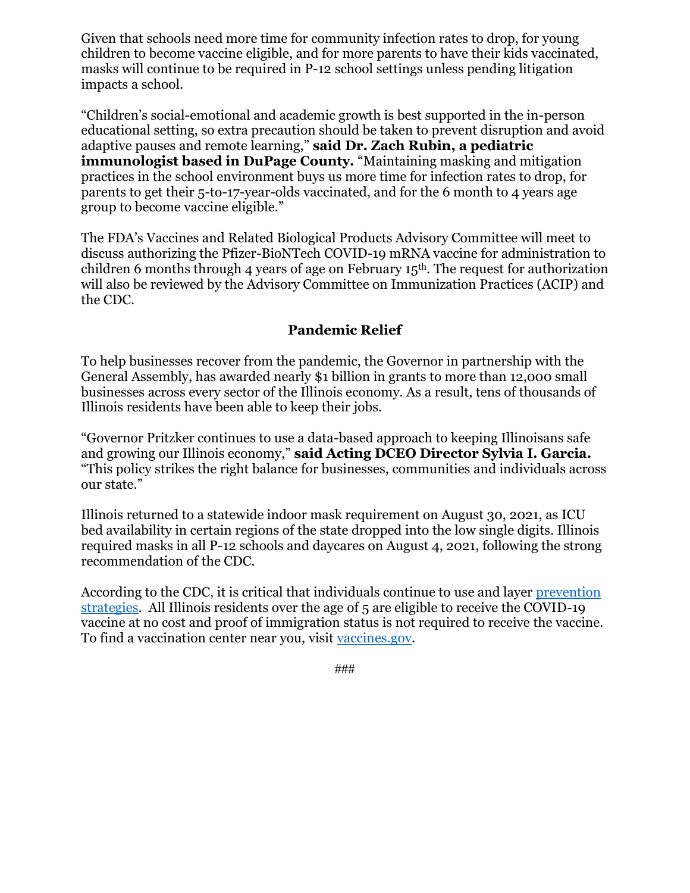Given that schools need more time for community infection rates to drop, for young children to become vaccine eligible, and for more parents to have their kids vaccinated, masks will continue to be required in P-12 school settings unless pending litigation impacts a school.

"Children's social-emotional and academic growth is best supported in the in-person educational setting, so extra precaution should be taken to prevent disruption and avoid adaptive pauses and remote learning," **said Dr. Zach Rubin, a pediatric immunologist based in DuPage County.** "Maintaining masking and mitigation practices in the school environment buys us more time for infection rates to drop, for parents to get their 5-to-17-year-olds vaccinated, and for the 6 month to 4 years age group to become vaccine eligible."

The FDA's Vaccines and Related Biological Products Advisory Committee will meet to discuss authorizing the Pfizer-BioNTech COVID-19 mRNA vaccine for administration to children 6 months through 4 years of age on February 15th. The request for authorization will also be reviewed by the Advisory Committee on Immunization Practices (ACIP) and the CDC.

## Pandemic Relief

To help businesses recover from the pandemic, the Governor in partnership with the General Assembly, has awarded nearly $1 billion in grants to more than 12,000 small businesses across every sector of the Illinois economy. As a result, tens of thousands of Illinois residents have been able to keep their jobs.

"Governor Pritzker continues to use a data-based approach to keeping Illinoisans safe and growing our Illinois economy," **said Acting DCEO Director Sylvia I. Garcia.** "This policy strikes the right balance for businesses, communities and individuals across our state."

Illinois returned to a statewide indoor mask requirement on August 30, 2021, as ICU bed availability in certain regions of the state dropped into the low single digits. Illinois required masks in all P-12 schools and daycares on August 4, 2021, following the strong recommendation of the CDC.

According to the CDC, it is critical that individuals continue to use and layer prevention strategies. All Illinois residents over the age of 5 are eligible to receive the COVID-19 vaccine at no cost and proof of immigration status is not required to receive the vaccine. To find a vaccination center near you, visit vaccines.gov.

###